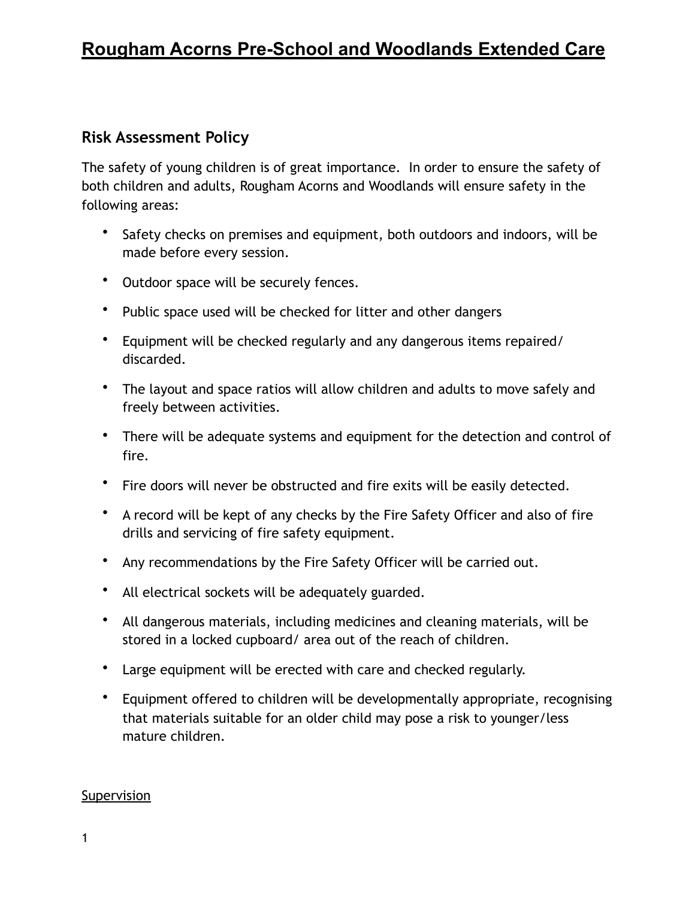# Rougham Acorns Pre-School and Woodlands Extended Care

## Risk Assessment Policy

The safety of young children is of great importance. In order to ensure the safety of both children and adults, Rougham Acorns and Woodlands will ensure safety in the following areas:

- Safety checks on premises and equipment, both outdoors and indoors, will be made before every session.
- Outdoor space will be securely fences.
- Public space used will be checked for litter and other dangers
- Equipment will be checked regularly and any dangerous items repaired/ discarded.
- The layout and space ratios will allow children and adults to move safely and freely between activities.
- There will be adequate systems and equipment for the detection and control of fire.
- Fire doors will never be obstructed and fire exits will be easily detected.
- A record will be kept of any checks by the Fire Safety Officer and also of fire drills and servicing of fire safety equipment.
- Any recommendations by the Fire Safety Officer will be carried out.
- All electrical sockets will be adequately guarded.
- All dangerous materials, including medicines and cleaning materials, will be stored in a locked cupboard/ area out of the reach of children.
- Large equipment will be erected with care and checked regularly.
- Equipment offered to children will be developmentally appropriate, recognising that materials suitable for an older child may pose a risk to younger/less mature children.

<u>Supervision</u>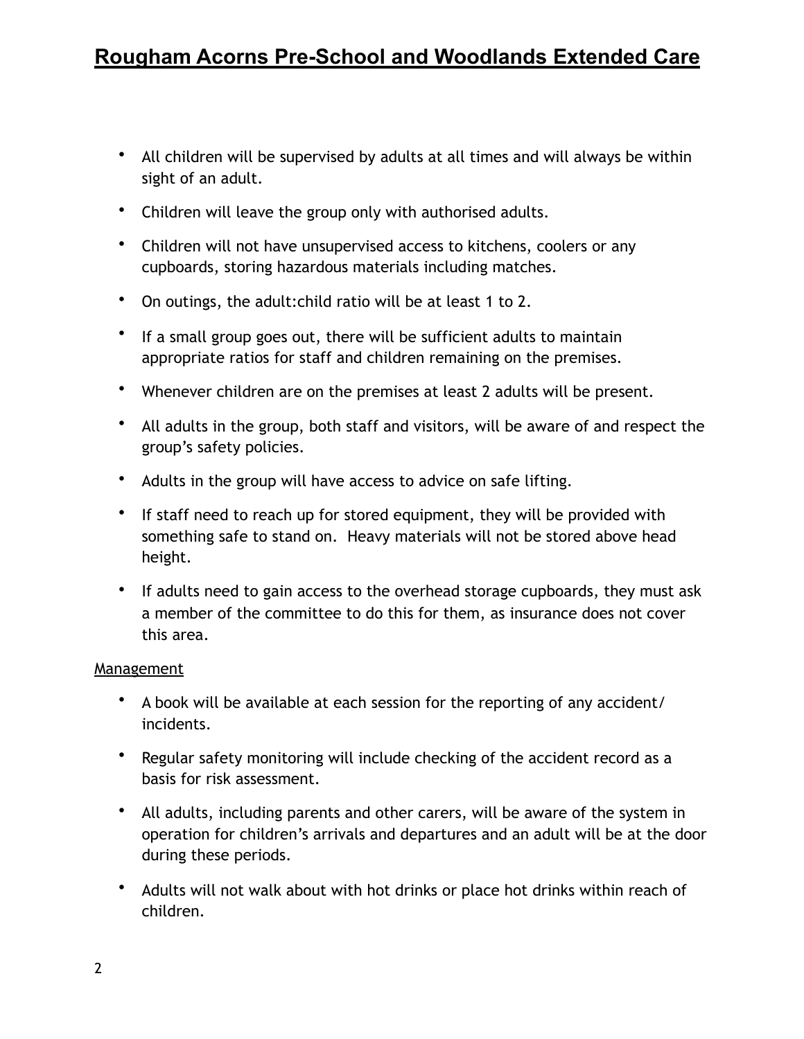- All children will be supervised by adults at all times and will always be within sight of an adult.
- Children will leave the group only with authorised adults.
- Children will not have unsupervised access to kitchens, coolers or any cupboards, storing hazardous materials including matches.
- On outings, the adult:child ratio will be at least 1 to 2.
- If a small group goes out, there will be sufficient adults to maintain appropriate ratios for staff and children remaining on the premises.
- Whenever children are on the premises at least 2 adults will be present.
- All adults in the group, both staff and visitors, will be aware of and respect the group's safety policies.
- Adults in the group will have access to advice on safe lifting.
- If staff need to reach up for stored equipment, they will be provided with something safe to stand on. Heavy materials will not be stored above head height.
- If adults need to gain access to the overhead storage cupboards, they must ask a member of the committee to do this for them, as insurance does not cover this area.

<u>Management</u>

- A book will be available at each session for the reporting of any accident/ incidents.
- Regular safety monitoring will include checking of the accident record as a basis for risk assessment.
- All adults, including parents and other carers, will be aware of the system in operation for children's arrivals and departures and an adult will be at the door during these periods.
- Adults will not walk about with hot drinks or place hot drinks within reach of children.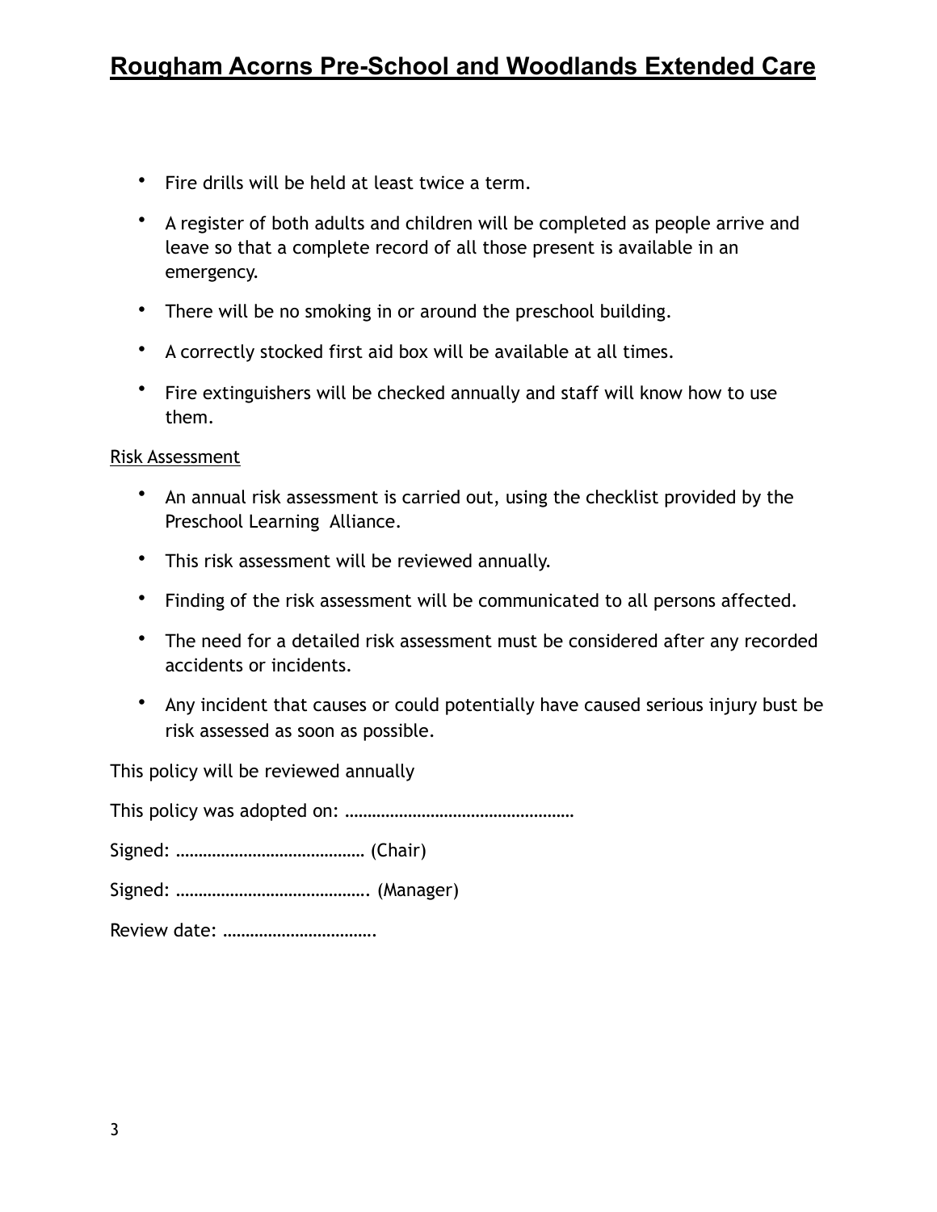- Fire drills will be held at least twice a term.
- A register of both adults and children will be completed as people arrive and leave so that a complete record of all those present is available in an emergency.
- There will be no smoking in or around the preschool building.
- A correctly stocked first aid box will be available at all times.
- Fire extinguishers will be checked annually and staff will know how to use them.

Risk Assessment

- An annual risk assessment is carried out, using the checklist provided by the Preschool Learning Alliance.
- This risk assessment will be reviewed annually.
- Finding of the risk assessment will be communicated to all persons affected.
- The need for a detailed risk assessment must be considered after any recorded accidents or incidents.
- Any incident that causes or could potentially have caused serious injury bust be risk assessed as soon as possible.

This policy will be reviewed annually

This policy was adopted on: ……………………………………………

Signed: …………………………………… (Chair)

Signed: ……………………………………. (Manager)

Review date: …………………………….